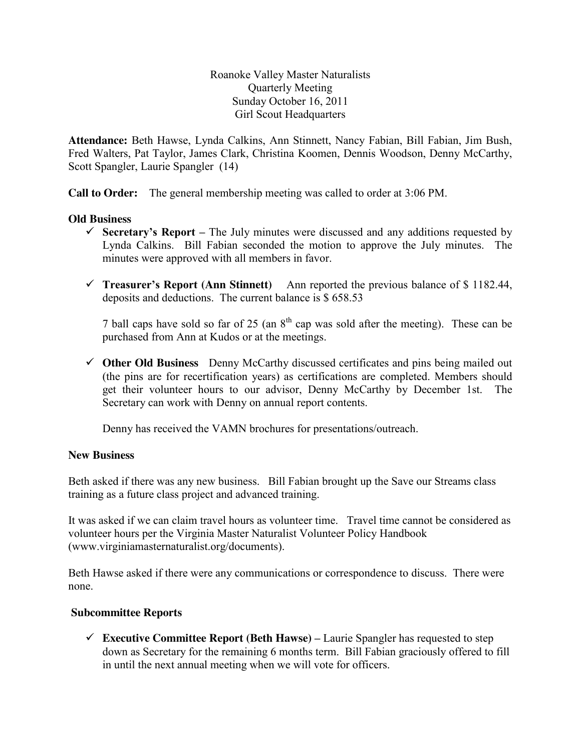Roanoke Valley Master Naturalists
Quarterly Meeting
Sunday October 16, 2011
Girl Scout Headquarters

**Attendance:** Beth Hawse, Lynda Calkins, Ann Stinnett, Nancy Fabian, Bill Fabian, Jim Bush, Fred Walters, Pat Taylor, James Clark, Christina Koomen, Dennis Woodson, Denny McCarthy, Scott Spangler, Laurie Spangler (14)

**Call to Order:** The general membership meeting was called to order at 3:06 PM.

**Old Business**

- ✓ **Secretary's Report –** The July minutes were discussed and any additions requested by Lynda Calkins. Bill Fabian seconded the motion to approve the July minutes. The minutes were approved with all members in favor.

- ✓ **Treasurer's Report (Ann Stinnett)** Ann reported the previous balance of $ 1182.44, deposits and deductions. The current balance is $ 658.53

  7 ball caps have sold so far of 25 (an 8th cap was sold after the meeting). These can be purchased from Ann at Kudos or at the meetings.

- ✓ **Other Old Business** Denny McCarthy discussed certificates and pins being mailed out (the pins are for recertification years) as certifications are completed. Members should get their volunteer hours to our advisor, Denny McCarthy by December 1st. The Secretary can work with Denny on annual report contents.

  Denny has received the VAMN brochures for presentations/outreach.

**New Business**

Beth asked if there was any new business. Bill Fabian brought up the Save our Streams class training as a future class project and advanced training.

It was asked if we can claim travel hours as volunteer time. Travel time cannot be considered as volunteer hours per the Virginia Master Naturalist Volunteer Policy Handbook (www.virginiamasternaturalist.org/documents).

Beth Hawse asked if there were any communications or correspondence to discuss. There were none.

**Subcommittee Reports**

- ✓ **Executive Committee Report (Beth Hawse) –** Laurie Spangler has requested to step down as Secretary for the remaining 6 months term. Bill Fabian graciously offered to fill in until the next annual meeting when we will vote for officers.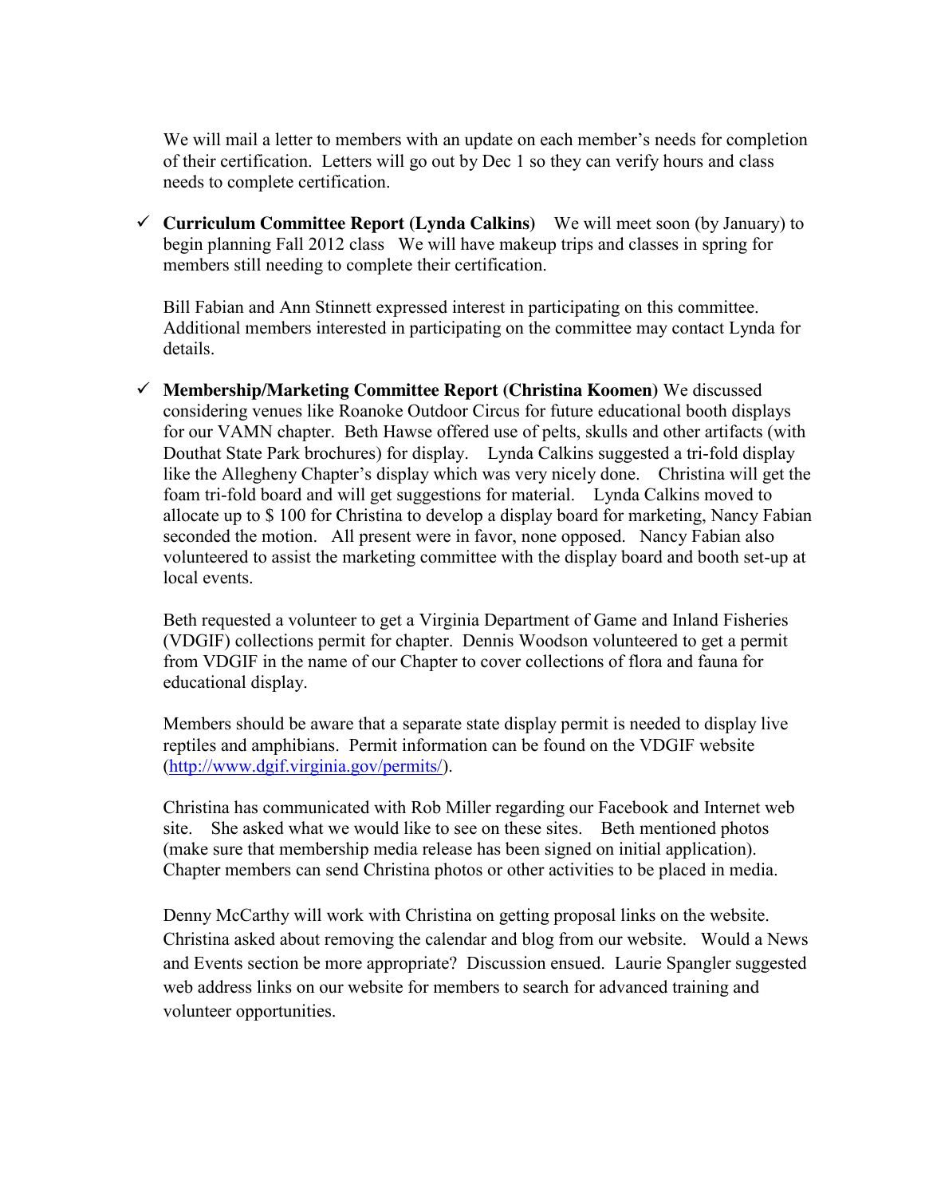We will mail a letter to members with an update on each member's needs for completion of their certification. Letters will go out by Dec 1 so they can verify hours and class needs to complete certification.

- ✓ **Curriculum Committee Report (Lynda Calkins)** We will meet soon (by January) to begin planning Fall 2012 class We will have makeup trips and classes in spring for members still needing to complete their certification.

  Bill Fabian and Ann Stinnett expressed interest in participating on this committee. Additional members interested in participating on the committee may contact Lynda for details.

- ✓ **Membership/Marketing Committee Report (Christina Koomen)** We discussed considering venues like Roanoke Outdoor Circus for future educational booth displays for our VAMN chapter. Beth Hawse offered use of pelts, skulls and other artifacts (with Douthat State Park brochures) for display. Lynda Calkins suggested a tri-fold display like the Allegheny Chapter's display which was very nicely done. Christina will get the foam tri-fold board and will get suggestions for material. Lynda Calkins moved to allocate up to $ 100 for Christina to develop a display board for marketing, Nancy Fabian seconded the motion. All present were in favor, none opposed. Nancy Fabian also volunteered to assist the marketing committee with the display board and booth set-up at local events.

  Beth requested a volunteer to get a Virginia Department of Game and Inland Fisheries (VDGIF) collections permit for chapter. Dennis Woodson volunteered to get a permit from VDGIF in the name of our Chapter to cover collections of flora and fauna for educational display.

  Members should be aware that a separate state display permit is needed to display live reptiles and amphibians. Permit information can be found on the VDGIF website (http://www.dgif.virginia.gov/permits/).

  Christina has communicated with Rob Miller regarding our Facebook and Internet web site. She asked what we would like to see on these sites. Beth mentioned photos (make sure that membership media release has been signed on initial application). Chapter members can send Christina photos or other activities to be placed in media.

  Denny McCarthy will work with Christina on getting proposal links on the website. Christina asked about removing the calendar and blog from our website. Would a News and Events section be more appropriate? Discussion ensued. Laurie Spangler suggested web address links on our website for members to search for advanced training and volunteer opportunities.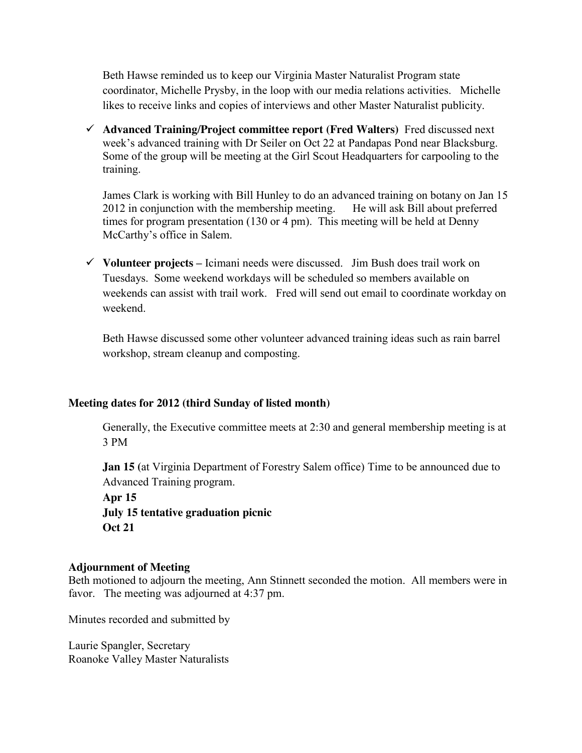Beth Hawse reminded us to keep our Virginia Master Naturalist Program state coordinator, Michelle Prysby, in the loop with our media relations activities. Michelle likes to receive links and copies of interviews and other Master Naturalist publicity.

- ✓ **Advanced Training/Project committee report (Fred Walters)** Fred discussed next week's advanced training with Dr Seiler on Oct 22 at Pandapas Pond near Blacksburg. Some of the group will be meeting at the Girl Scout Headquarters for carpooling to the training.

  James Clark is working with Bill Hunley to do an advanced training on botany on Jan 15 2012 in conjunction with the membership meeting. He will ask Bill about preferred times for program presentation (130 or 4 pm). This meeting will be held at Denny McCarthy's office in Salem.

- ✓ **Volunteer projects –** Icimani needs were discussed. Jim Bush does trail work on Tuesdays. Some weekend workdays will be scheduled so members available on weekends can assist with trail work. Fred will send out email to coordinate workday on weekend.

  Beth Hawse discussed some other volunteer advanced training ideas such as rain barrel workshop, stream cleanup and composting.

**Meeting dates for 2012 (third Sunday of listed month)**

Generally, the Executive committee meets at 2:30 and general membership meeting is at 3 PM

**Jan 15 (**at Virginia Department of Forestry Salem office) Time to be announced due to Advanced Training program.
**Apr 15**
**July 15 tentative graduation picnic**
**Oct 21**

**Adjournment of Meeting**
Beth motioned to adjourn the meeting, Ann Stinnett seconded the motion. All members were in favor. The meeting was adjourned at 4:37 pm.

Minutes recorded and submitted by

Laurie Spangler, Secretary
Roanoke Valley Master Naturalists